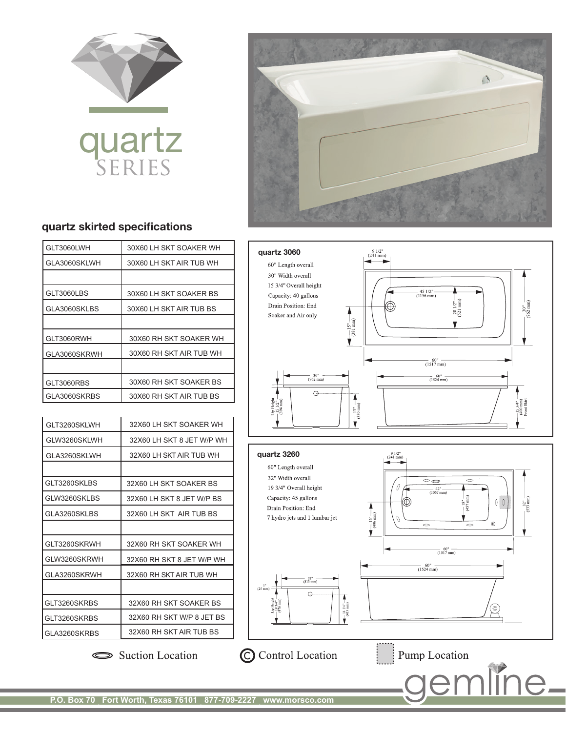# quartz SERIES

## quartz skirted specifications

| | |
|---|---|
| GLT3060LWH | 30X60 LH SKT SOAKER WH |
| GLA3060SKLWH | 30X60 LH SKT AIR TUB WH |
| | |
| GLT3060LBS | 30X60 LH SKT SOAKER BS |
| GLA3060SKLBS | 30X60 LH SKT AIR TUB BS |
| | |
| GLT3060RWH | 30X60 RH SKT SOAKER WH |
| GLA3060SKRWH | 30X60 RH SKT AIR TUB WH |
| | |
| GLT3060RBS | 30X60 RH SKT SOAKER BS |
| GLA3060SKRBS | 30X60 RH SKT AIR TUB BS |

| | |
|---|---|
| GLT3260SKLWH | 32X60 LH SKT SOAKER WH |
| GLW3260SKLWH | 32X60 LH SKT 8 JET W/P WH |
| GLA3260SKLWH | 32X60 LH SKT AIR TUB WH |
| | |
| GLT3260SKLBS | 32X60 LH SKT SOAKER BS |
| GLW3260SKLBS | 32X60 LH SKT 8 JET W/P BS |
| GLA3260SKLBS | 32X60 LH SKT AIR TUB BS |
| | |
| GLT3260SKRWH | 32X60 RH SKT SOAKER WH |
| GLW3260SKRWH | 32X60 RH SKT 8 JET W/P WH |
| GLA3260SKRWH | 32X60 RH SKT AIR TUB WH |
| | |
| GLT3260SKRBS | 32X60 RH SKT SOAKER BS |
| GLT3260SKRBS | 32X60 RH SKT W/P 8 JET BS |
| GLA3260SKRBS | 32X60 RH SKT AIR TUB BS |

### quartz 3060

60" Length overall
30" Width overall
15 3/4" Overall height
Capacity: 40 gallons
Drain Position: End
Soaker and Air only

9 1/2" (241 mm) · 45 1/2" (1156 mm) · 20 1/2" (521 mm) · 30" (762 mm) · 15" (381 mm) · 60" (1517 mm) · 30" (762 mm) · 60" (1524 mm) · Lip Height 15 1/2" (394 mm) · 13" (330 mm) · 15 3/4" (400 mm) Front Skirt

### quartz 3260

60" Length overall
32" Width overall
19 3/4" Overall height
Capacity: 45 gallons
Drain Position: End
7 hydro jets and 1 lumbar jet

9 1/2" (241 mm) · 42" (1067 mm) · 18" (457 mm) · 32" (533 mm) · 16" (406 mm) · 60" (1517 mm) · 60" (1524 mm) · 32" (813 mm) · 1" (25 mm) · Lip Height 18 3/4" (476 mm) · 14 1/4" (413 mm)

Suction Location · Control Location · Pump Location

gemline

P.O. Box 70 Fort Worth, Texas 76101 877-709-2227 www.morsco.com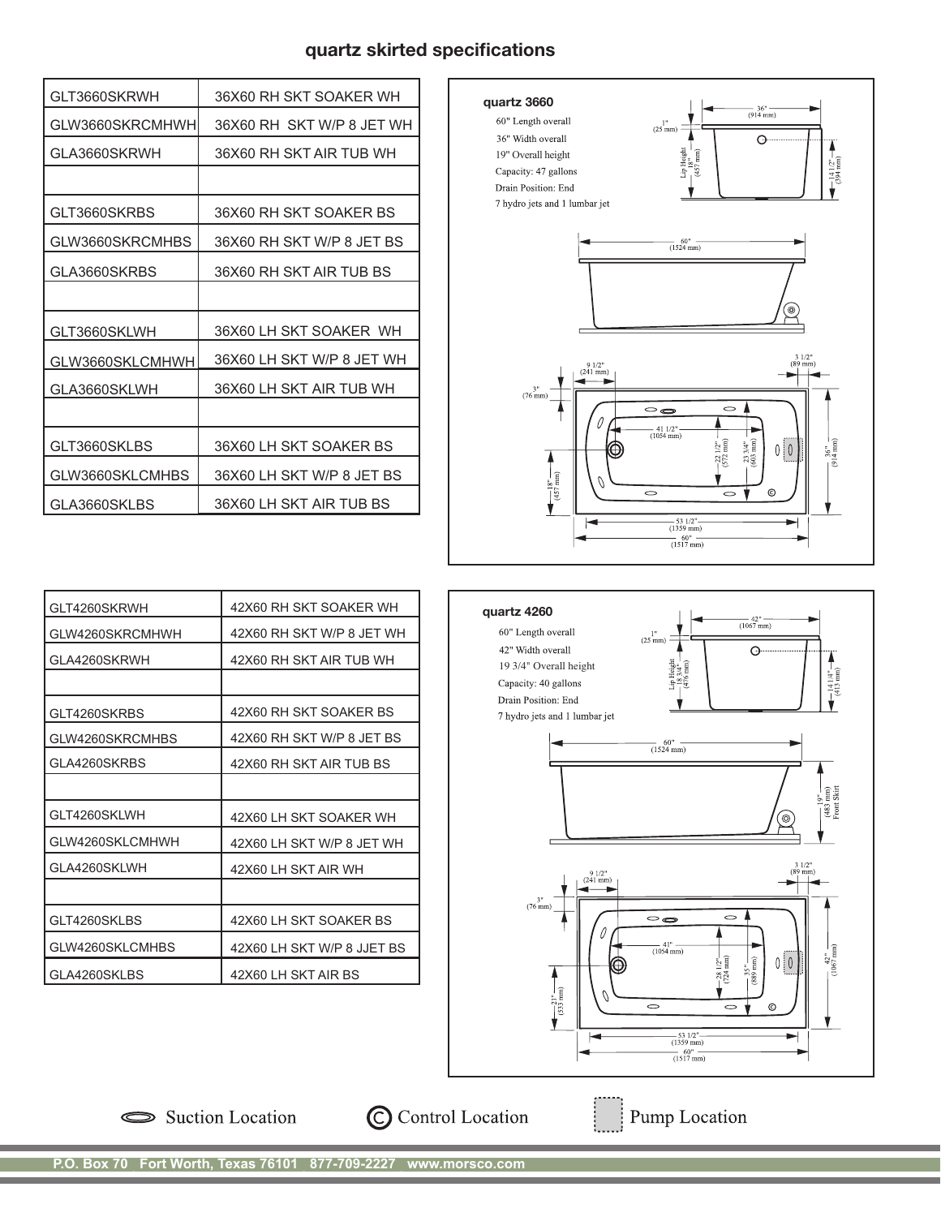## quartz skirted specifications

| | |
|---|---|
| GLT3660SKRWH | 36X60 RH SKT SOAKER WH |
| GLW3660SKRCMHWH | 36X60 RH SKT W/P 8 JET WH |
| GLA3660SKRWH | 36X60 RH SKT AIR TUB WH |
| | |
| GLT3660SKRBS | 36X60 RH SKT SOAKER BS |
| GLW3660SKRCMHBS | 36X60 RH SKT W/P 8 JET BS |
| GLA3660SKRBS | 36X60 RH SKT AIR TUB BS |
| | |
| GLT3660SKLWH | 36X60 LH SKT SOAKER WH |
| GLW3660SKLCMHWH | 36X60 LH SKT W/P 8 JET WH |
| GLA3660SKLWH | 36X60 LH SKT AIR TUB WH |
| | |
| GLT3660SKLBS | 36X60 LH SKT SOAKER BS |
| GLW3660SKLCMHBS | 36X60 LH SKT W/P 8 JET BS |
| GLA3660SKLBS | 36X60 LH SKT AIR TUB BS |

**quartz 3660**

60" Length overall
36" Width overall
19" Overall height
Capacity: 47 gallons
Drain Position: End
7 hydro jets and 1 lumbar jet

36" (914 mm)
1" (25 mm)
Lip Height 18" (457 mm)
14 1/2" (394 mm)
60" (1524 mm)
9 1/2" (241 mm)
3 1/2" (89 mm)
3" (76 mm)
41 1/2" (1054 mm)
22 1/2" (572 mm)
23 3/4" (603 mm)
36" (914 mm)
18" (457 mm)
53 1/2" (1359 mm)
60" (1517 mm)

| | |
|---|---|
| GLT4260SKRWH | 42X60 RH SKT SOAKER WH |
| GLW4260SKRCMHWH | 42X60 RH SKT W/P 8 JET WH |
| GLA4260SKRWH | 42X60 RH SKT AIR TUB WH |
| | |
| GLT4260SKRBS | 42X60 RH SKT SOAKER BS |
| GLW4260SKRCMHBS | 42X60 RH SKT W/P 8 JET BS |
| GLA4260SKRBS | 42X60 RH SKT AIR TUB BS |
| | |
| GLT4260SKLWH | 42X60 LH SKT SOAKER WH |
| GLW4260SKLCMHWH | 42X60 LH SKT W/P 8 JET WH |
| GLA4260SKLWH | 42X60 LH SKT AIR WH |
| | |
| GLT4260SKLBS | 42X60 LH SKT SOAKER BS |
| GLW4260SKLCMHBS | 42X60 LH SKT W/P 8 JJET BS |
| GLA4260SKLBS | 42X60 LH SKT AIR BS |

**quartz 4260**

60" Length overall
42" Width overall
19 3/4" Overall height
Capacity: 40 gallons
Drain Position: End
7 hydro jets and 1 lumbar jet

42" (1067 mm)
1" (25 mm)
Lip Height 18 3/4" (476 mm)
14 1/4" (413 mm)
60" (1524 mm)
19" (483 mm) Front Skirt
9 1/2" (241 mm)
3 1/2" (89 mm)
3" (76 mm)
41" (1054 mm)
28 1/2" (724 mm)
35" (889 mm)
42" (1067 mm)
21" (533 mm)
53 1/2" (1359 mm)
60" (1517 mm)

Suction Location
Control Location
Pump Location

P.O. Box 70 Fort Worth, Texas 76101 877-709-2227 www.morsco.com